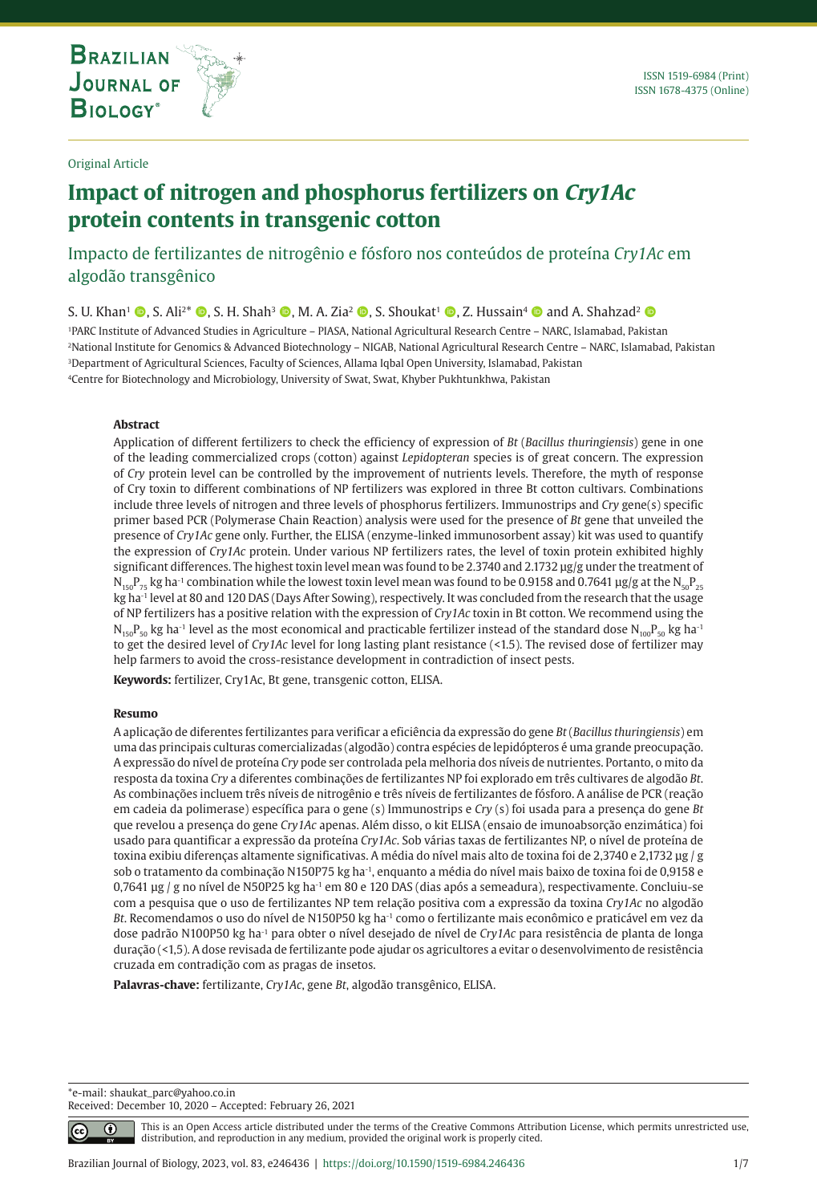Original Article

# Impact of nitrogen and phosphorus fertilizers on *Cry1Ac* protein contents in transgenic cotton

## Impacto de fertilizantes de nitrogênio e fósforo nos conteúdos de proteína *Cry1Ac* em algodão transgênico

S. U. Khan[1], S. Ali[2]*, S. H. Shah[3], M. A. Zia[2], S. Shoukat[1], Z. Hussain[4] and A. Shahzad[2]

[1]PARC Institute of Advanced Studies in Agriculture – PIASA, National Agricultural Research Centre – NARC, Islamabad, Pakistan
[2]National Institute for Genomics & Advanced Biotechnology – NIGAB, National Agricultural Research Centre – NARC, Islamabad, Pakistan
[3]Department of Agricultural Sciences, Faculty of Sciences, Allama Iqbal Open University, Islamabad, Pakistan
[4]Centre for Biotechnology and Microbiology, University of Swat, Swat, Khyber Pukhtunkhwa, Pakistan

### Abstract

Application of different fertilizers to check the efficiency of expression of *Bt* (*Bacillus thuringiensis*) gene in one of the leading commercialized crops (cotton) against *Lepidopteran* species is of great concern. The expression of *Cry* protein level can be controlled by the improvement of nutrients levels. Therefore, the myth of response of Cry toxin to different combinations of NP fertilizers was explored in three Bt cotton cultivars. Combinations include three levels of nitrogen and three levels of phosphorus fertilizers. Immunostrips and *Cry* gene(s) specific primer based PCR (Polymerase Chain Reaction) analysis were used for the presence of *Bt* gene that unveiled the presence of *Cry1Ac* gene only. Further, the ELISA (enzyme-linked immunosorbent assay) kit was used to quantify the expression of *Cry1Ac* protein. Under various NP fertilizers rates, the level of toxin protein exhibited highly significant differences. The highest toxin level mean was found to be 2.3740 and 2.1732 µg/g under the treatment of $N_{150}P_{75}$ kg ha$^{-1}$ combination while the lowest toxin level mean was found to be 0.9158 and 0.7641 µg/g at the $N_{50}P_{25}$ kg ha$^{-1}$ level at 80 and 120 DAS (Days After Sowing), respectively. It was concluded from the research that the usage of NP fertilizers has a positive relation with the expression of *Cry1Ac* toxin in Bt cotton. We recommend using the $N_{150}P_{50}$ kg ha$^{-1}$ level as the most economical and practicable fertilizer instead of the standard dose $N_{100}P_{50}$ kg ha$^{-1}$ to get the desired level of *Cry1Ac* level for long lasting plant resistance (<1.5). The revised dose of fertilizer may help farmers to avoid the cross-resistance development in contradiction of insect pests.

**Keywords:** fertilizer, Cry1Ac, Bt gene, transgenic cotton, ELISA.

### Resumo

A aplicação de diferentes fertilizantes para verificar a eficiência da expressão do gene *Bt* (*Bacillus thuringiensis*) em uma das principais culturas comercializadas (algodão) contra espécies de lepidópteros é uma grande preocupação. A expressão do nível de proteína *Cry* pode ser controlada pela melhoria dos níveis de nutrientes. Portanto, o mito da resposta da toxina *Cry* a diferentes combinações de fertilizantes NP foi explorado em três cultivares de algodão *Bt*. As combinações incluem três níveis de nitrogênio e três níveis de fertilizantes de fósforo. A análise de PCR (reação em cadeia da polimerase) específica para o gene (s) Immunostrips e *Cry* (s) foi usada para a presença do gene *Bt* que revelou a presença do gene *Cry1Ac* apenas. Além disso, o kit ELISA (ensaio de imunoabsorção enzimática) foi usado para quantificar a expressão da proteína *Cry1Ac*. Sob várias taxas de fertilizantes NP, o nível de proteína de toxina exibiu diferenças altamente significativas. A média do nível mais alto de toxina foi de 2,3740 e 2,1732 µg / g sob o tratamento da combinação N150P75 kg ha$^{-1}$, enquanto a média do nível mais baixo de toxina foi de 0,9158 e 0,7641 µg / g no nível de N50P25 kg ha$^{-1}$ em 80 e 120 DAS (dias após a semeadura), respectivamente. Concluiu-se com a pesquisa que o uso de fertilizantes NP tem relação positiva com a expressão da toxina *Cry1Ac* no algodão *Bt*. Recomendamos o uso do nível de N150P50 kg ha$^{-1}$ como o fertilizante mais econômico e praticável em vez da dose padrão N100P50 kg ha$^{-1}$ para obter o nível desejado de nível de *Cry1Ac* para resistência de planta de longa duração (<1,5). A dose revisada de fertilizante pode ajudar os agricultores a evitar o desenvolvimento de resistência cruzada em contradição com as pragas de insetos.

**Palavras-chave:** fertilizante, *Cry1Ac*, gene *Bt*, algodão transgênico, ELISA.

*e-mail: shaukat_parc@yahoo.co.in
Received: December 10, 2020 – Accepted: February 26, 2021

This is an Open Access article distributed under the terms of the Creative Commons Attribution License, which permits unrestricted use, distribution, and reproduction in any medium, provided the original work is properly cited.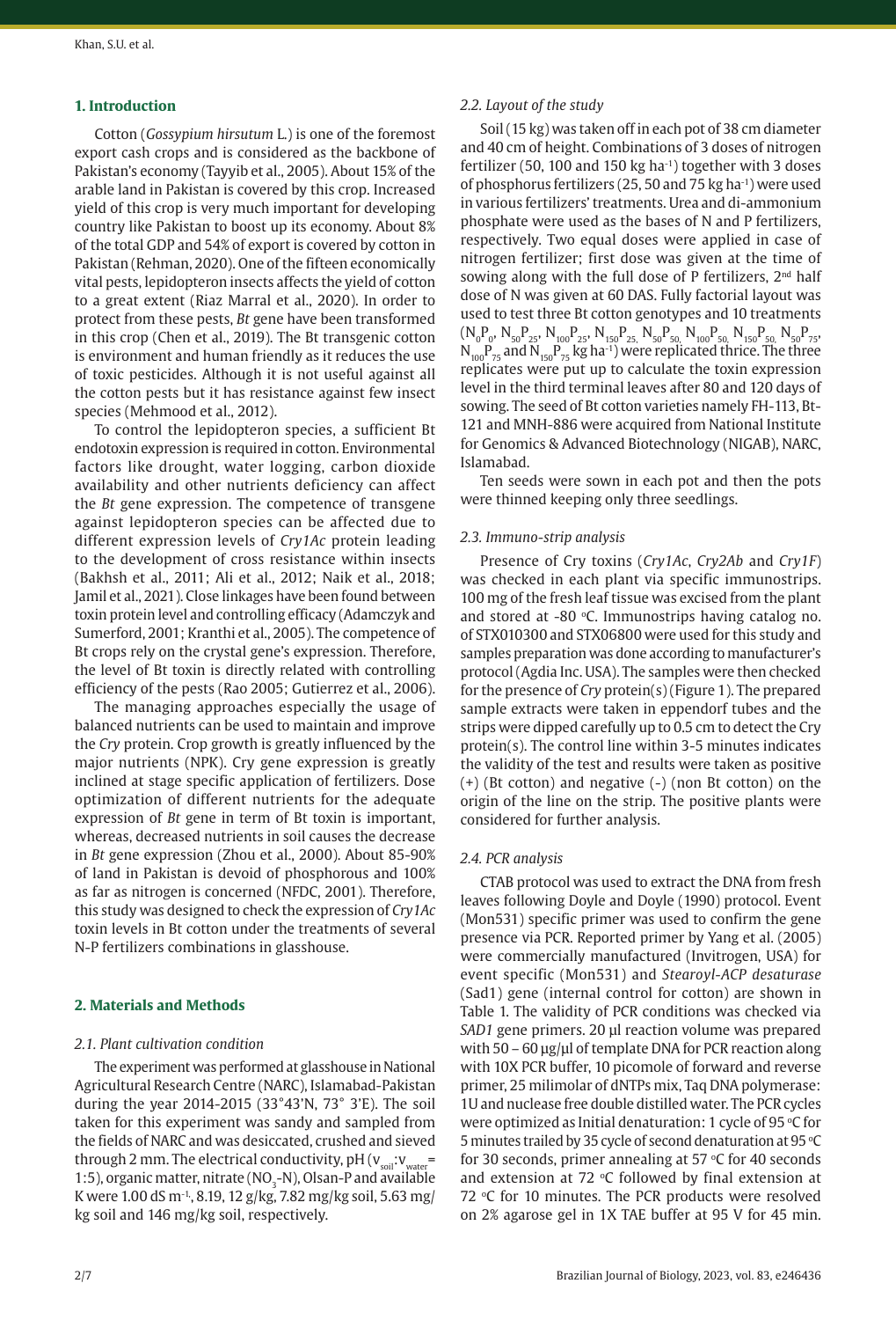## 1. Introduction

Cotton (*Gossypium hirsutum* L.) is one of the foremost export cash crops and is considered as the backbone of Pakistan's economy (Tayyib et al., 2005). About 15% of the arable land in Pakistan is covered by this crop. Increased yield of this crop is very much important for developing country like Pakistan to boost up its economy. About 8% of the total GDP and 54% of export is covered by cotton in Pakistan (Rehman, 2020). One of the fifteen economically vital pests, lepidopteron insects affects the yield of cotton to a great extent (Riaz Marral et al., 2020). In order to protect from these pests, *Bt* gene have been transformed in this crop (Chen et al., 2019). The Bt transgenic cotton is environment and human friendly as it reduces the use of toxic pesticides. Although it is not useful against all the cotton pests but it has resistance against few insect species (Mehmood et al., 2012).

To control the lepidopteron species, a sufficient Bt endotoxin expression is required in cotton. Environmental factors like drought, water logging, carbon dioxide availability and other nutrients deficiency can affect the *Bt* gene expression. The competence of transgene against lepidopteron species can be affected due to different expression levels of *Cry1Ac* protein leading to the development of cross resistance within insects (Bakhsh et al., 2011; Ali et al., 2012; Naik et al., 2018; Jamil et al., 2021). Close linkages have been found between toxin protein level and controlling efficacy (Adamczyk and Sumerford, 2001; Kranthi et al., 2005). The competence of Bt crops rely on the crystal gene's expression. Therefore, the level of Bt toxin is directly related with controlling efficiency of the pests (Rao 2005; Gutierrez et al., 2006).

The managing approaches especially the usage of balanced nutrients can be used to maintain and improve the *Cry* protein. Crop growth is greatly influenced by the major nutrients (NPK). Cry gene expression is greatly inclined at stage specific application of fertilizers. Dose optimization of different nutrients for the adequate expression of *Bt* gene in term of Bt toxin is important, whereas, decreased nutrients in soil causes the decrease in *Bt* gene expression (Zhou et al., 2000). About 85-90% of land in Pakistan is devoid of phosphorous and 100% as far as nitrogen is concerned (NFDC, 2001). Therefore, this study was designed to check the expression of *Cry1Ac* toxin levels in Bt cotton under the treatments of several N-P fertilizers combinations in glasshouse.

## 2. Materials and Methods

### 2.1. Plant cultivation condition

The experiment was performed at glasshouse in National Agricultural Research Centre (NARC), Islamabad-Pakistan during the year 2014-2015 (33°43'N, 73° 3'E). The soil taken for this experiment was sandy and sampled from the fields of NARC and was desiccated, crushed and sieved through 2 mm. The electrical conductivity, pH ($v_{soil}$:$v_{water}$= 1:5), organic matter, nitrate ($NO_3$-N), Olsan-P and available K were 1.00 dS $m^{-1}$, 8.19, 12 g/kg, 7.82 mg/kg soil, 5.63 mg/kg soil and 146 mg/kg soil, respectively.

### 2.2. Layout of the study

Soil (15 kg) was taken off in each pot of 38 cm diameter and 40 cm of height. Combinations of 3 doses of nitrogen fertilizer (50, 100 and 150 kg $ha^{-1}$) together with 3 doses of phosphorus fertilizers (25, 50 and 75 kg $ha^{-1}$) were used in various fertilizers' treatments. Urea and di-ammonium phosphate were used as the bases of N and P fertilizers, respectively. Two equal doses were applied in case of nitrogen fertilizer; first dose was given at the time of sowing along with the full dose of P fertilizers, 2nd half dose of N was given at 60 DAS. Fully factorial layout was used to test three Bt cotton genotypes and 10 treatments ($N_0P_0$, $N_{50}P_{25}$, $N_{100}P_{25}$, $N_{150}P_{25}$, $N_{50}P_{50}$, $N_{100}P_{50}$, $N_{150}P_{50}$, $N_{50}P_{75}$, $N_{100}P_{75}$ and $N_{150}P_{75}$ kg $ha^{-1}$) were replicated thrice. The three replicates were put up to calculate the toxin expression level in the third terminal leaves after 80 and 120 days of sowing. The seed of Bt cotton varieties namely FH-113, Bt-121 and MNH-886 were acquired from National Institute for Genomics & Advanced Biotechnology (NIGAB), NARC, Islamabad.

Ten seeds were sown in each pot and then the pots were thinned keeping only three seedlings.

### 2.3. Immuno-strip analysis

Presence of Cry toxins (*Cry1Ac*, *Cry2Ab* and *Cry1F*) was checked in each plant via specific immunostrips. 100 mg of the fresh leaf tissue was excised from the plant and stored at -80 °C. Immunostrips having catalog no. of STX010300 and STX06800 were used for this study and samples preparation was done according to manufacturer's protocol (Agdia Inc. USA). The samples were then checked for the presence of *Cry* protein(s) (Figure 1). The prepared sample extracts were taken in eppendorf tubes and the strips were dipped carefully up to 0.5 cm to detect the Cry protein(s). The control line within 3-5 minutes indicates the validity of the test and results were taken as positive (+) (Bt cotton) and negative (-) (non Bt cotton) on the origin of the line on the strip. The positive plants were considered for further analysis.

### 2.4. PCR analysis

CTAB protocol was used to extract the DNA from fresh leaves following Doyle and Doyle (1990) protocol. Event (Mon531) specific primer was used to confirm the gene presence via PCR. Reported primer by Yang et al. (2005) were commercially manufactured (Invitrogen, USA) for event specific (Mon531) and *Stearoyl-ACP desaturase* (Sad1) gene (internal control for cotton) are shown in Table 1. The validity of PCR conditions was checked via *SAD1* gene primers. 20 µl reaction volume was prepared with 50 – 60 µg/µl of template DNA for PCR reaction along with 10X PCR buffer, 10 picomole of forward and reverse primer, 25 milimolar of dNTPs mix, Taq DNA polymerase: 1U and nuclease free double distilled water. The PCR cycles were optimized as Initial denaturation: 1 cycle of 95 °C for 5 minutes trailed by 35 cycle of second denaturation at 95 °C for 30 seconds, primer annealing at 57 °C for 40 seconds and extension at 72 °C followed by final extension at 72 °C for 10 minutes. The PCR products were resolved on 2% agarose gel in 1X TAE buffer at 95 V for 45 min.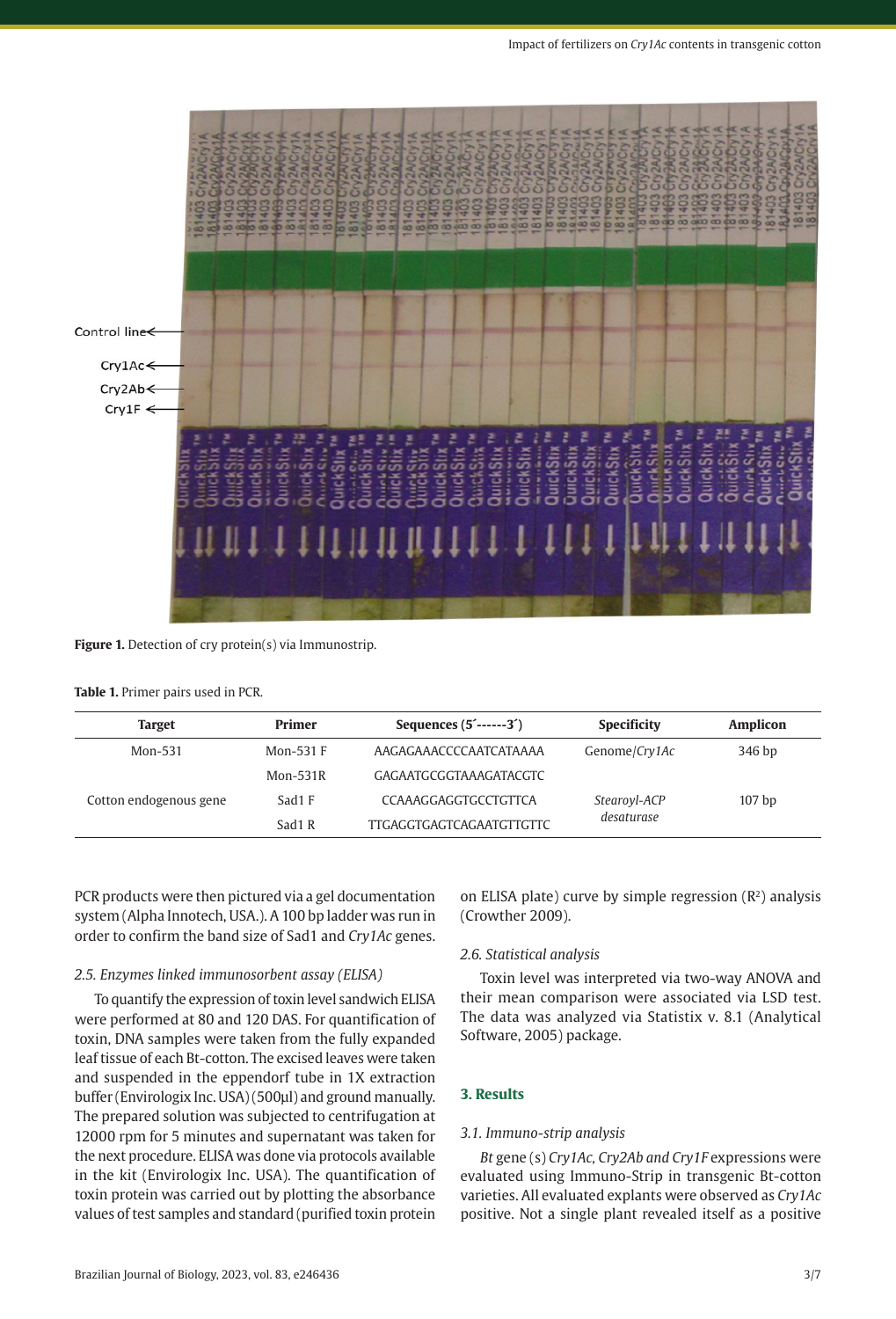**Figure 1.** Detection of cry protein(s) via Immunostrip.

**Table 1.** Primer pairs used in PCR.

| Target | Primer | Sequences (5´------3´) | Specificity | Amplicon |
|---|---|---|---|---|
| Mon-531 | Mon-531 F | AAGAGAAACCCCAATCATAAAA | Genome/*Cry1Ac* | 346 bp |
| | Mon-531R | GAGAATGCGGTAAAGATACGTC | | |
| Cotton endogenous gene | Sad1 F | CCAAAGGAGGTGCCTGTTCA | *Stearoyl-ACP desaturase* | 107 bp |
| | Sad1 R | TTGAGGTGAGTCAGAATGTTGTTC | | |

PCR products were then pictured via a gel documentation system (Alpha Innotech, USA.). A 100 bp ladder was run in order to confirm the band size of Sad1 and *Cry1Ac* genes.

*2.5. Enzymes linked immunosorbent assay (ELISA)*

To quantify the expression of toxin level sandwich ELISA were performed at 80 and 120 DAS. For quantification of toxin, DNA samples were taken from the fully expanded leaf tissue of each Bt-cotton. The excised leaves were taken and suspended in the eppendorf tube in 1X extraction buffer (Envirologix Inc. USA) (500µl) and ground manually. The prepared solution was subjected to centrifugation at 12000 rpm for 5 minutes and supernatant was taken for the next procedure. ELISA was done via protocols available in the kit (Envirologix Inc. USA). The quantification of toxin protein was carried out by plotting the absorbance values of test samples and standard (purified toxin protein on ELISA plate) curve by simple regression ($R^2$) analysis (Crowther 2009).

*2.6. Statistical analysis*

Toxin level was interpreted via two-way ANOVA and their mean comparison were associated via LSD test. The data was analyzed via Statistix v. 8.1 (Analytical Software, 2005) package.

## 3. Results

*3.1. Immuno-strip analysis*

*Bt* gene (s) *Cry1Ac, Cry2Ab and Cry1F* expressions were evaluated using Immuno-Strip in transgenic Bt-cotton varieties. All evaluated explants were observed as *Cry1Ac* positive. Not a single plant revealed itself as a positive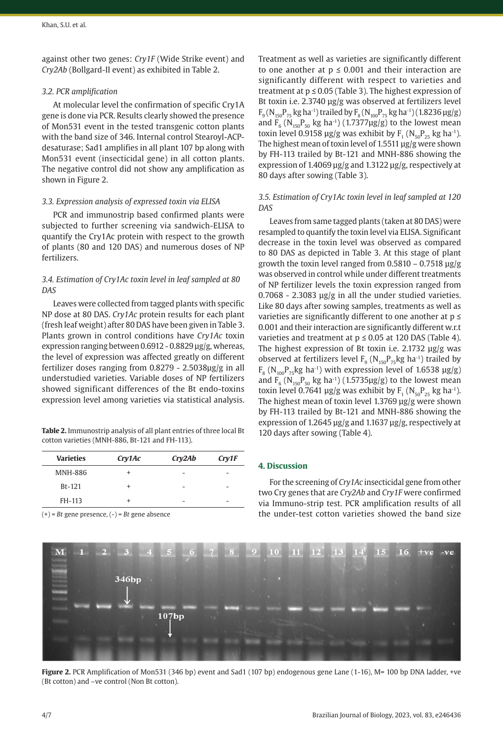against other two genes: *Cry1F* (Wide Strike event) and *Cry2Ab* (Bollgard-II event) as exhibited in Table 2.

### 3.2. PCR amplification

At molecular level the confirmation of specific Cry1A gene is done via PCR. Results clearly showed the presence of Mon531 event in the tested transgenic cotton plants with the band size of 346. Internal control Stearoyl-ACP-desaturase; Sad1 amplifies in all plant 107 bp along with Mon531 event (insecticidal gene) in all cotton plants. The negative control did not show any amplification as shown in Figure 2.

### 3.3. Expression analysis of expressed toxin via ELISA

PCR and immunostrip based confirmed plants were subjected to further screening via sandwich-ELISA to quantify the Cry1Ac protein with respect to the growth of plants (80 and 120 DAS) and numerous doses of NP fertilizers.

### 3.4. Estimation of Cry1Ac toxin level in leaf sampled at 80 DAS

Leaves were collected from tagged plants with specific NP dose at 80 DAS. *Cry1Ac* protein results for each plant (fresh leaf weight) after 80 DAS have been given in Table 3. Plants grown in control conditions have *Cry1Ac* toxin expression ranging between 0.6912 - 0.8829 µg/g, whereas, the level of expression was affected greatly on different fertilizer doses ranging from 0.8279 - 2.5038µg/g in all understudied varieties. Variable doses of NP fertilizers showed significant differences of the Bt endo-toxins expression level among varieties via statistical analysis.

**Table 2.** Immunostrip analysis of all plant entries of three local Bt cotton varieties (MNH-886, Bt-121 and FH-113).

| Varieties | *Cry1Ac* | *Cry2Ab* | *Cry1F* |
|---|---|---|---|
| MNH-886 | + | - | - |
| Bt-121 | + | - | - |
| FH-113 | + | - | - |

(+) = *Bt* gene presence, (-) = *Bt* gene absence

Treatment as well as varieties are significantly different to one another at $p \leq 0.001$ and their interaction are significantly different with respect to varieties and treatment at $p \leq 0.05$ (Table 3). The highest expression of Bt toxin i.e. 2.3740 µg/g was observed at fertilizers level $F_9$ ($N_{150}P_{75}$ kg ha$^{-1}$) trailed by $F_8$ ($N_{100}P_{75}$ kg ha$^{-1}$) (1.8236 µg/g) and $F_6$ ($N_{150}P_{50}$ kg ha$^{-1}$) (1.7377µg/g) to the lowest mean toxin level 0.9158 µg/g was exhibit by $F_1$ ($N_{50}P_{25}$ kg ha$^{-1}$). The highest mean of toxin level of 1.5511 µg/g were shown by FH-113 trailed by Bt-121 and MNH-886 showing the expression of 1.4069 µg/g and 1.3122 µg/g, respectively at 80 days after sowing (Table 3).

### 3.5. Estimation of Cry1Ac toxin level in leaf sampled at 120 DAS

Leaves from same tagged plants (taken at 80 DAS) were resampled to quantify the toxin level via ELISA. Significant decrease in the toxin level was observed as compared to 80 DAS as depicted in Table 3. At this stage of plant growth the toxin level ranged from 0.5810 – 0.7518 µg/g was observed in control while under different treatments of NP fertilizer levels the toxin expression ranged from 0.7068 - 2.3083 µg/g in all the under studied varieties. Like 80 days after sowing samples, treatments as well as varieties are significantly different to one another at $p \leq 0.001$ and their interaction are significantly different w.r.t varieties and treatment at $p \leq 0.05$ at 120 DAS (Table 4). The highest expression of Bt toxin i.e. 2.1732 µg/g was observed at fertilizers level $F_9$ ($N_{150}P_{75}$kg ha$^{-1}$) trailed by $F_8$ ($N_{100}P_{75}$kg ha$^{-1}$) with expression level of 1.6538 µg/g) and $F_6$ ($N_{150}P_{50}$ kg ha$^{-1}$) (1.5735µg/g) to the lowest mean toxin level 0.7641 µg/g was exhibit by $F_1$ ($N_{50}P_{25}$ kg ha$^{-1}$). The highest mean of toxin level 1.3769 µg/g were shown by FH-113 trailed by Bt-121 and MNH-886 showing the expression of 1.2645 µg/g and 1.1637 µg/g, respectively at 120 days after sowing (Table 4).

## 4. Discussion

For the screening of *Cry1Ac* insecticidal gene from other two Cry genes that are *Cry2Ab* and *Cry1F* were confirmed via Immuno-strip test. PCR amplification results of all the under-test cotton varieties showed the band size

**Figure 2.** PCR Amplification of Mon531 (346 bp) event and Sad1 (107 bp) endogenous gene Lane (1-16), M= 100 bp DNA ladder, +ve (Bt cotton) and –ve control (Non Bt cotton).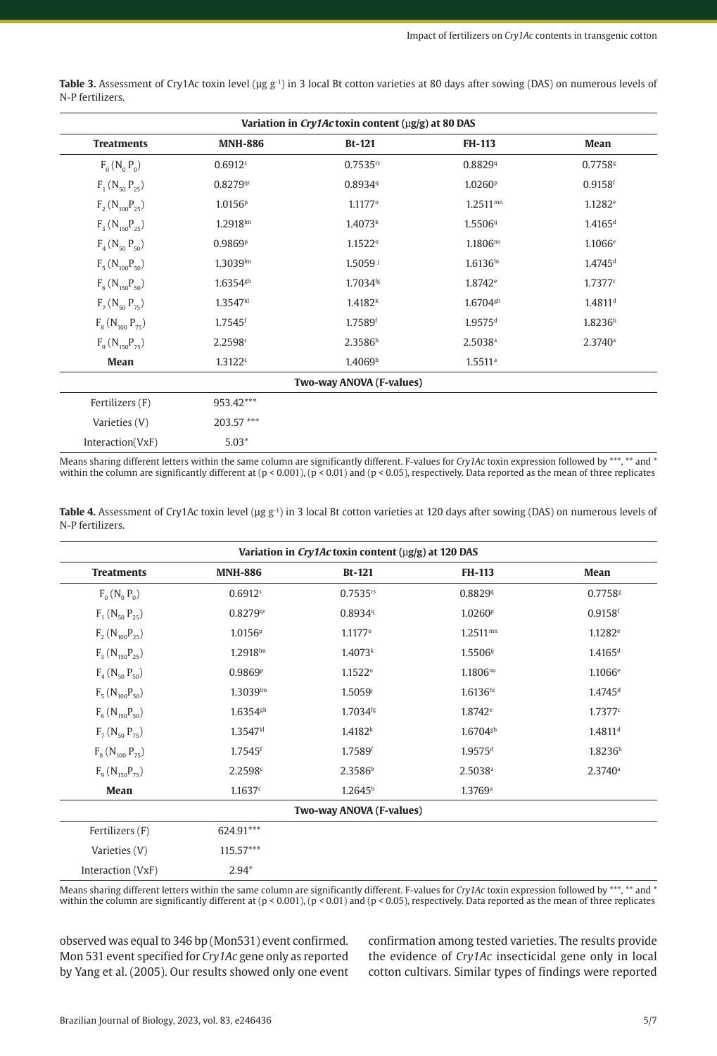**Table 3.** Assessment of Cry1Ac toxin level (μg g$^{-1}$) in 3 local Bt cotton varieties at 80 days after sowing (DAS) on numerous levels of N-P fertilizers.

| Variation in *Cry1Ac* toxin content (μg/g) at 80 DAS | | | | |
|---|---|---|---|---|
| **Treatments** | **MNH-886** | **Bt-121** | **FH-113** | **Mean** |
| $F_0$ ($N_0$ $P_0$) | 0.6912$^{s}$ | 0.7535$^{rs}$ | 0.8829$^{q}$ | 0.7758$^{g}$ |
| $F_1$ ($N_{50}$ $P_{25}$) | 0.8279$^{qr}$ | 0.8934$^{q}$ | 1.0260$^{p}$ | 0.9158$^{f}$ |
| $F_2$ ($N_{100}P_{25}$) | 1.0156$^{p}$ | 1.1177$^{o}$ | 1.2511$^{mn}$ | 1.1282$^{e}$ |
| $F_3$ ($N_{150}P_{25}$) | 1.2918$^{lm}$ | 1.4073$^{k}$ | 1.5506$^{ij}$ | 1.4165$^{d}$ |
| $F_4$ ($N_{50}$ $P_{50}$) | 0.9869$^{p}$ | 1.1522$^{o}$ | 1.1806$^{no}$ | 1.1066$^{e}$ |
| $F_5$ ($N_{100}P_{50}$) | 1.3039$^{lm}$ | 1.5059$^{j}$ | 1.6136$^{hi}$ | 1.4745$^{d}$ |
| $F_6$ ($N_{150}P_{50}$) | 1.6354$^{gh}$ | 1.7034$^{fg}$ | 1.8742$^{e}$ | 1.7377$^{c}$ |
| $F_7$ ($N_{50}$ $P_{75}$) | 1.3547$^{kl}$ | 1.4182$^{k}$ | 1.6704$^{gh}$ | 1.4811$^{d}$ |
| $F_8$ ($N_{100}$ $P_{75}$) | 1.7545$^{f}$ | 1.7589$^{f}$ | 1.9575$^{d}$ | 1.8236$^{b}$ |
| $F_9$ ($N_{150}P_{75}$) | 2.2598$^{c}$ | 2.3586$^{b}$ | 2.5038$^{a}$ | 2.3740$^{a}$ |
| **Mean** | 1.3122$^{c}$ | 1.4069$^{b}$ | 1.5511$^{a}$ | |
| **Two-way ANOVA (F-values)** | | | | |
| Fertilizers (F) | 953.42*** | | | |
| Varieties (V) | 203.57 *** | | | |
| Interaction(VxF) | 5.03* | | | |

Means sharing different letters within the same column are significantly different. F-values for *Cry1Ac* toxin expression followed by ***, ** and * within the column are significantly different at ($p < 0.001$), ($p < 0.01$) and ($p < 0.05$), respectively. Data reported as the mean of three replicates

**Table 4.** Assessment of Cry1Ac toxin level (μg g$^{-1}$) in 3 local Bt cotton varieties at 120 days after sowing (DAS) on numerous levels of N-P fertilizers.

| Variation in *Cry1Ac* toxin content (μg/g) at 120 DAS | | | | |
|---|---|---|---|---|
| **Treatments** | **MNH-886** | **Bt-121** | **FH-113** | **Mean** |
| $F_0$ ($N_0$ $P_0$) | 0.6912$^{s}$ | 0.7535$^{rs}$ | 0.8829$^{q}$ | 0.7758$^{g}$ |
| $F_1$ ($N_{50}$ $P_{25}$) | 0.8279$^{qr}$ | 0.8934$^{q}$ | 1.0260$^{p}$ | 0.9158$^{f}$ |
| $F_2$ ($N_{100}P_{25}$) | 1.0156$^{p}$ | 1.1177$^{o}$ | 1.2511$^{mn}$ | 1.1282$^{e}$ |
| $F_3$ ($N_{150}P_{25}$) | 1.2918$^{lm}$ | 1.4073$^{k}$ | 1.5506$^{ij}$ | 1.4165$^{d}$ |
| $F_4$ ($N_{50}$ $P_{50}$) | 0.9869$^{p}$ | 1.1522$^{o}$ | 1.1806$^{no}$ | 1.1066$^{e}$ |
| $F_5$ ($N_{100}P_{50}$) | 1.3039$^{lm}$ | 1.5059$^{j}$ | 1.6136$^{hi}$ | 1.4745$^{d}$ |
| $F_6$ ($N_{150}P_{50}$) | 1.6354$^{gh}$ | 1.7034$^{fg}$ | 1.8742$^{e}$ | 1.7377$^{c}$ |
| $F_7$ ($N_{50}$ $P_{75}$) | 1.3547$^{kl}$ | 1.4182$^{k}$ | 1.6704$^{gh}$ | 1.4811$^{d}$ |
| $F_8$ ($N_{100}$ $P_{75}$) | 1.7545$^{f}$ | 1.7589$^{f}$ | 1.9575$^{d}$ | 1.8236$^{b}$ |
| $F_9$ ($N_{150}P_{75}$) | 2.2598$^{c}$ | 2.3586$^{b}$ | 2.5038$^{a}$ | 2.3740$^{a}$ |
| **Mean** | 1.1637$^{c}$ | 1.2645$^{b}$ | 1.3769$^{a}$ | |
| **Two-way ANOVA (F-values)** | | | | |
| Fertilizers (F) | 624.91*** | | | |
| Varieties (V) | 115.57*** | | | |
| Interaction (VxF) | 2.94* | | | |

Means sharing different letters within the same column are significantly different. F-values for *Cry1Ac* toxin expression followed by ***, ** and * within the column are significantly different at ($p < 0.001$), ($p < 0.01$) and ($p < 0.05$), respectively. Data reported as the mean of three replicates

observed was equal to 346 bp (Mon531) event confirmed. Mon 531 event specified for *Cry1Ac* gene only as reported by Yang et al. (2005). Our results showed only one event confirmation among tested varieties. The results provide the evidence of *Cry1Ac* insecticidal gene only in local cotton cultivars. Similar types of findings were reported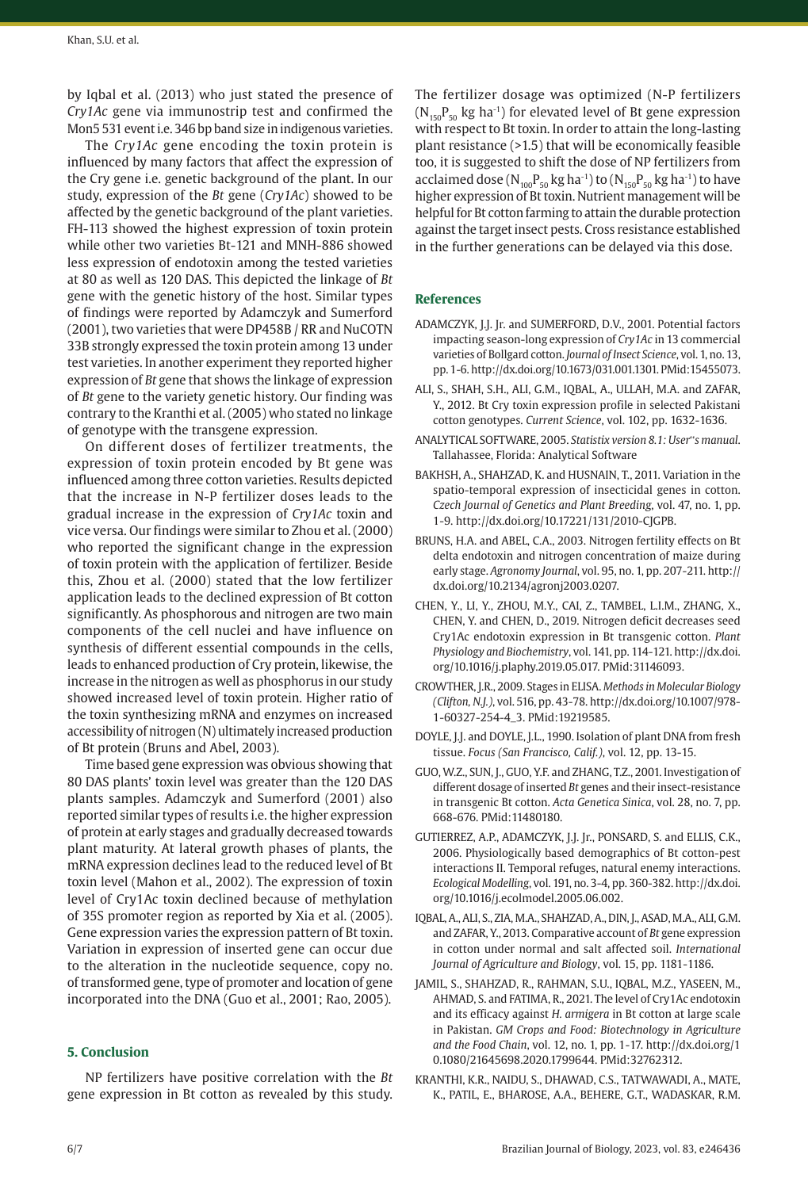by Iqbal et al. (2013) who just stated the presence of *Cry1Ac* gene via immunostrip test and confirmed the Mon5 531 event i.e. 346 bp band size in indigenous varieties.

The *Cry1Ac* gene encoding the toxin protein is influenced by many factors that affect the expression of the Cry gene i.e. genetic background of the plant. In our study, expression of the *Bt* gene (*Cry1Ac*) showed to be affected by the genetic background of the plant varieties. FH-113 showed the highest expression of toxin protein while other two varieties Bt-121 and MNH-886 showed less expression of endotoxin among the tested varieties at 80 as well as 120 DAS. This depicted the linkage of *Bt* gene with the genetic history of the host. Similar types of findings were reported by Adamczyk and Sumerford (2001), two varieties that were DP458B / RR and NuCOTN 33B strongly expressed the toxin protein among 13 under test varieties. In another experiment they reported higher expression of *Bt* gene that shows the linkage of expression of *Bt* gene to the variety genetic history. Our finding was contrary to the Kranthi et al. (2005) who stated no linkage of genotype with the transgene expression.

On different doses of fertilizer treatments, the expression of toxin protein encoded by Bt gene was influenced among three cotton varieties. Results depicted that the increase in N-P fertilizer doses leads to the gradual increase in the expression of *Cry1Ac* toxin and vice versa. Our findings were similar to Zhou et al. (2000) who reported the significant change in the expression of toxin protein with the application of fertilizer. Beside this, Zhou et al. (2000) stated that the low fertilizer application leads to the declined expression of Bt cotton significantly. As phosphorous and nitrogen are two main components of the cell nuclei and have influence on synthesis of different essential compounds in the cells, leads to enhanced production of Cry protein, likewise, the increase in the nitrogen as well as phosphorus in our study showed increased level of toxin protein. Higher ratio of the toxin synthesizing mRNA and enzymes on increased accessibility of nitrogen (N) ultimately increased production of Bt protein (Bruns and Abel, 2003).

Time based gene expression was obvious showing that 80 DAS plants' toxin level was greater than the 120 DAS plants samples. Adamczyk and Sumerford (2001) also reported similar types of results i.e. the higher expression of protein at early stages and gradually decreased towards plant maturity. At lateral growth phases of plants, the mRNA expression declines lead to the reduced level of Bt toxin level (Mahon et al., 2002). The expression of toxin level of Cry1Ac toxin declined because of methylation of 35S promoter region as reported by Xia et al. (2005). Gene expression varies the expression pattern of Bt toxin. Variation in expression of inserted gene can occur due to the alteration in the nucleotide sequence, copy no. of transformed gene, type of promoter and location of gene incorporated into the DNA (Guo et al., 2001; Rao, 2005).

## 5. Conclusion

NP fertilizers have positive correlation with the *Bt* gene expression in Bt cotton as revealed by this study. The fertilizer dosage was optimized (N-P fertilizers ($N_{150}P_{50}$ kg ha$^{-1}$) for elevated level of Bt gene expression with respect to Bt toxin. In order to attain the long-lasting plant resistance (>1.5) that will be economically feasible too, it is suggested to shift the dose of NP fertilizers from acclaimed dose ($N_{100}P_{50}$ kg ha$^{-1}$) to ($N_{150}P_{50}$ kg ha$^{-1}$) to have higher expression of Bt toxin. Nutrient management will be helpful for Bt cotton farming to attain the durable protection against the target insect pests. Cross resistance established in the further generations can be delayed via this dose.

## References

ADAMCZYK, J.J. Jr. and SUMERFORD, D.V., 2001. Potential factors impacting season-long expression of *Cry1Ac* in 13 commercial varieties of Bollgard cotton. *Journal of Insect Science*, vol. 1, no. 13, pp. 1-6. http://dx.doi.org/10.1673/031.001.1301. PMid:15455073.

ALI, S., SHAH, S.H., ALI, G.M., IQBAL, A., ULLAH, M.A. and ZAFAR, Y., 2012. Bt Cry toxin expression profile in selected Pakistani cotton genotypes. *Current Science*, vol. 102, pp. 1632-1636.

ANALYTICAL SOFTWARE, 2005. *Statistix version 8.1: User''s manual.* Tallahassee, Florida: Analytical Software

BAKHSH, A., SHAHZAD, K. and HUSNAIN, T., 2011. Variation in the spatio-temporal expression of insecticidal genes in cotton. *Czech Journal of Genetics and Plant Breeding*, vol. 47, no. 1, pp. 1-9. http://dx.doi.org/10.17221/131/2010-CJGPB.

BRUNS, H.A. and ABEL, C.A., 2003. Nitrogen fertility effects on Bt delta endotoxin and nitrogen concentration of maize during early stage. *Agronomy Journal*, vol. 95, no. 1, pp. 207-211. http://dx.doi.org/10.2134/agronj2003.0207.

CHEN, Y., LI, Y., ZHOU, M.Y., CAI, Z., TAMBEL, L.I.M., ZHANG, X., CHEN, Y. and CHEN, D., 2019. Nitrogen deficit decreases seed Cry1Ac endotoxin expression in Bt transgenic cotton. *Plant Physiology and Biochemistry*, vol. 141, pp. 114-121. http://dx.doi.org/10.1016/j.plaphy.2019.05.017. PMid:31146093.

CROWTHER, J.R., 2009. Stages in ELISA. *Methods in Molecular Biology (Clifton, N.J.)*, vol. 516, pp. 43-78. http://dx.doi.org/10.1007/978-1-60327-254-4_3. PMid:19219585.

DOYLE, J.J. and DOYLE, J.L., 1990. Isolation of plant DNA from fresh tissue. *Focus (San Francisco, Calif.)*, vol. 12, pp. 13-15.

GUO, W.Z., SUN, J., GUO, Y.F. and ZHANG, T.Z., 2001. Investigation of different dosage of inserted *Bt* genes and their insect-resistance in transgenic Bt cotton. *Acta Genetica Sinica*, vol. 28, no. 7, pp. 668-676. PMid:11480180.

GUTIERREZ, A.P., ADAMCZYK, J.J. Jr., PONSARD, S. and ELLIS, C.K., 2006. Physiologically based demographics of Bt cotton-pest interactions II. Temporal refuges, natural enemy interactions. *Ecological Modelling*, vol. 191, no. 3–4, pp. 360-382. http://dx.doi.org/10.1016/j.ecolmodel.2005.06.002.

IQBAL, A., ALI, S., ZIA, M.A., SHAHZAD, A., DIN, J., ASAD, M.A., ALI, G.M. and ZAFAR, Y., 2013. Comparative account of *Bt* gene expression in cotton under normal and salt affected soil. *International Journal of Agriculture and Biology*, vol. 15, pp. 1181-1186.

JAMIL, S., SHAHZAD, R., RAHMAN, S.U., IQBAL, M.Z., YASEEN, M., AHMAD, S. and FATIMA, R., 2021. The level of Cry1Ac endotoxin and its efficacy against *H. armigera* in Bt cotton at large scale in Pakistan. *GM Crops and Food: Biotechnology in Agriculture and the Food Chain*, vol. 12, no. 1, pp. 1-17. http://dx.doi.org/10.1080/21645698.2020.1799644. PMid:32762312.

KRANTHI, K.R., NAIDU, S., DHAWAD, C.S., TATWAWADI, A., MATE, K., PATIL, E., BHAROSE, A.A., BEHERE, G.T., WADASKAR, R.M.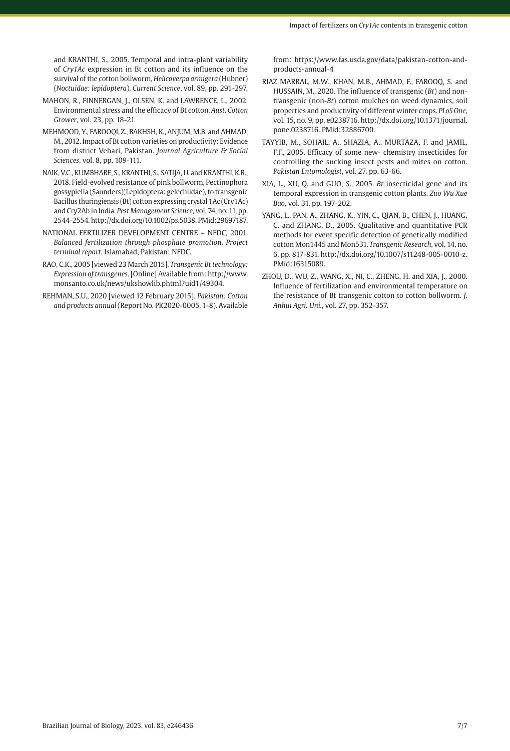and KRANTHI, S., 2005. Temporal and intra-plant variability of *Cry1Ac* expression in Bt cotton and its influence on the survival of the cotton bollworm, *Helicoverpa armigera* (Hubner) (*Noctuidae: lepidoptera*). *Current Science*, vol. 89, pp. 291-297.

MAHON, R., FINNERGAN, J., OLSEN, K. and LAWRENCE, L., 2002. Environmental stress and the efficacy of Bt cotton. *Aust. Cotton Grower*, vol. 23, pp. 18-21.

MEHMOOD, Y., FAROOQI, Z., BAKHSH, K., ANJUM, M.B. and AHMAD, M., 2012. Impact of Bt cotton varieties on productivity: Evidence from district Vehari, Pakistan. *Journal Agriculture & Social Sciences*, vol. 8, pp. 109-111.

NAIK, V.C., KUMBHARE, S., KRANTHI, S., SATIJA, U. and KRANTHI, K.R., 2018. Field-evolved resistance of pink bollworm, Pectinophora gossypiella (Saunders)(Lepidoptera: gelechiidae), to transgenic Bacillus thuringiensis (Bt) cotton expressing crystal 1Ac (Cry1Ac) and Cry2Ab in India. *Pest Management Science*, vol. 74, no. 11, pp. 2544-2554. http://dx.doi.org/10.1002/ps.5038. PMid:29697187.

NATIONAL FERTILIZER DEVELOPMENT CENTRE – NFDC, 2001. *Balanced fertilization through phosphate promotion. Project terminal report*. Islamabad, Pakistan: NFDC.

RAO, C.K., 2005 [viewed 23 March 2015]. *Transgenic Bt technology: Expression of transgenes*. [Online] Available from: http://www.monsanto.co.uk/news/ukshowlib.phtml?uid1/49304.

REHMAN, S.U., 2020 [viewed 12 February 2015]. *Pakistan: Cotton and products annual* (Report No. PK2020-0005, 1-8). Available from: https://www.fas.usda.gov/data/pakistan-cotton-and-products-annual-4

RIAZ MARRAL, M.W., KHAN, M.B., AHMAD, F., FAROOQ, S. and HUSSAIN, M., 2020. The influence of transgenic (*Bt*) and non-transgenic (non-*Bt*) cotton mulches on weed dynamics, soil properties and productivity of different winter crops. *PLoS One*, vol. 15, no. 9, pp. e0238716. http://dx.doi.org/10.1371/journal.pone.0238716. PMid:32886700.

TAYYIB, M., SOHAIL, A., SHAZIA, A., MURTAZA, F. and JAMIL, F.F., 2005. Efficacy of some new- chemistry insecticides for controlling the sucking insect pests and mites on cotton. *Pakistan Entomologist*, vol. 27, pp. 63-66.

XIA, L., XU, Q. and GUO, S., 2005. *Bt* insecticidal gene and its temporal expression in transgenic cotton plants. *Zuo Wu Xue Bao*, vol. 31, pp. 197-202.

YANG, L., PAN, A., ZHANG, K., YIN, C., QIAN, B., CHEN, J., HUANG, C. and ZHANG, D., 2005. Qualitative and quantitative PCR methods for event specific detection of genetically modified cotton Mon1445 and Mon531. *Transgenic Research*, vol. 14, no. 6, pp. 817-831. http://dx.doi.org/10.1007/s11248-005-0010-z. PMid:16315089.

ZHOU, D., WU, Z., WANG, X., NI, C., ZHENG, H. and XIA, J., 2000. Influence of fertilization and environmental temperature on the resistance of Bt transgenic cotton to cotton bollworm. *J. Anhui Agri. Uni.*, vol. 27, pp. 352-357.